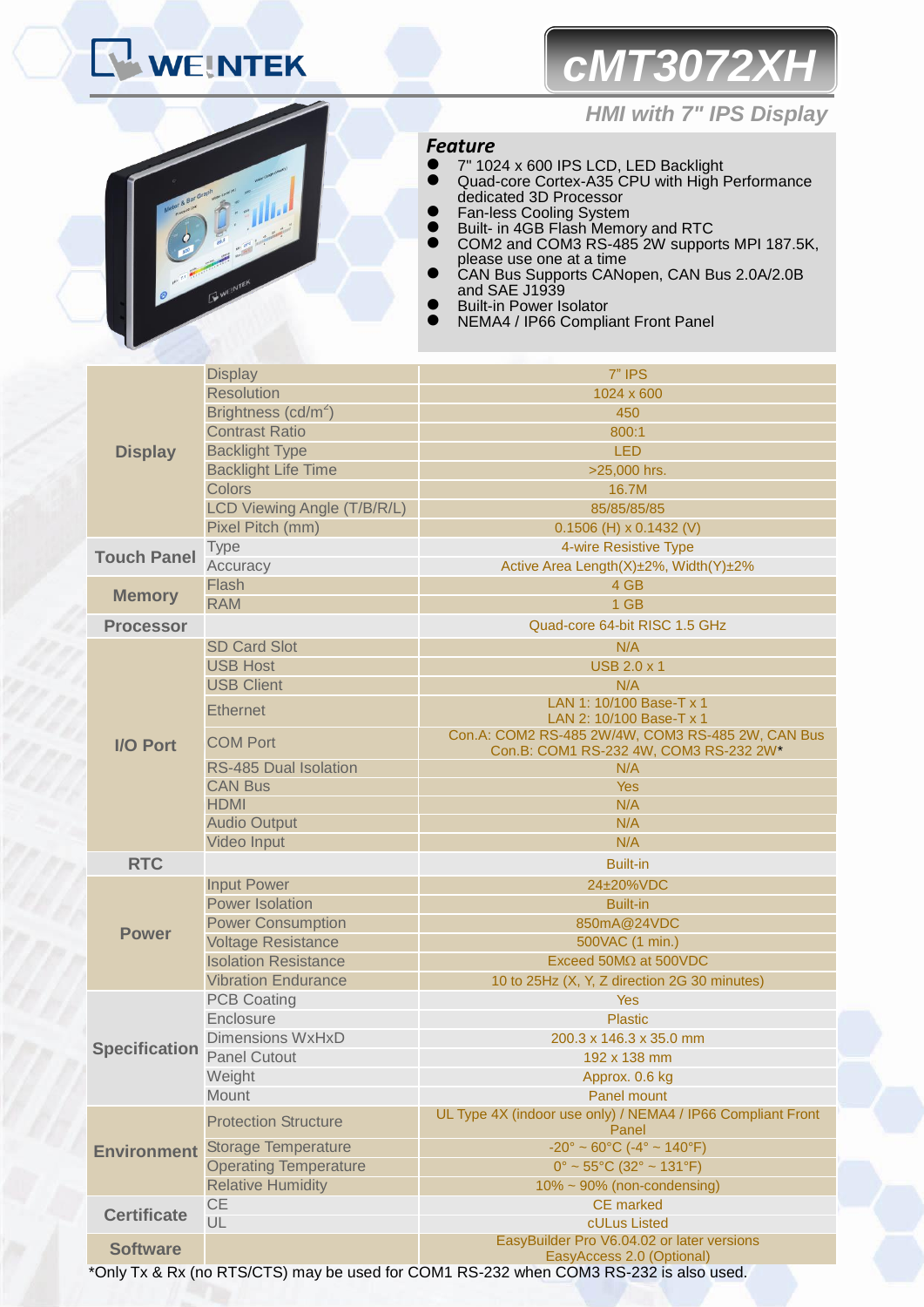# WEINTEK

# cMT3072XH

## HMI with 7" IPS Display

### Feature

- 7" 1024 x 600 IPS LCD, LED Backlight
- Quad-core Cortex-A35 CPU with High Performance dedicated 3D Processor
- Fan-less Cooling System
- Built- in 4GB Flash Memory and RTC
- COM2 and COM3 RS-485 2W supports MPI 187.5K, please use one at a time
- CAN Bus Supports CANopen, CAN Bus 2.0A/2.0B and SAE J1939
- Built-in Power Isolator
- NEMA4 / IP66 Compliant Front Panel

| | | |
|---|---|---|
| **Display** | Display | 7" IPS |
| | Resolution | 1024 x 600 |
| | Brightness (cd/m$^2$) | 450 |
| | Contrast Ratio | 800:1 |
| | Backlight Type | LED |
| | Backlight Life Time | >25,000 hrs. |
| | Colors | 16.7M |
| | LCD Viewing Angle (T/B/R/L) | 85/85/85/85 |
| | Pixel Pitch (mm) | 0.1506 (H) x 0.1432 (V) |
| **Touch Panel** | Type | 4-wire Resistive Type |
| | Accuracy | Active Area Length(X)±2%, Width(Y)±2% |
| **Memory** | Flash | 4 GB |
| | RAM | 1 GB |
| **Processor** | | Quad-core 64-bit RISC 1.5 GHz |
| **I/O Port** | SD Card Slot | N/A |
| | USB Host | USB 2.0 x 1 |
| | USB Client | N/A |
| | Ethernet | LAN 1: 10/100 Base-T x 1<br>LAN 2: 10/100 Base-T x 1 |
| | COM Port | Con.A: COM2 RS-485 2W/4W, COM3 RS-485 2W, CAN Bus<br>Con.B: COM1 RS-232 4W, COM3 RS-232 2W* |
| | RS-485 Dual Isolation | N/A |
| | CAN Bus | Yes |
| | HDMI | N/A |
| | Audio Output | N/A |
| | Video Input | N/A |
| **RTC** | | Built-in |
| **Power** | Input Power | 24±20%VDC |
| | Power Isolation | Built-in |
| | Power Consumption | 850mA@24VDC |
| | Voltage Resistance | 500VAC (1 min.) |
| | Isolation Resistance | Exceed 50MΩ at 500VDC |
| | Vibration Endurance | 10 to 25Hz (X, Y, Z direction 2G 30 minutes) |
| **Specification** | PCB Coating | Yes |
| | Enclosure | Plastic |
| | Dimensions WxHxD | 200.3 x 146.3 x 35.0 mm |
| | Panel Cutout | 192 x 138 mm |
| | Weight | Approx. 0.6 kg |
| | Mount | Panel mount |
| **Environment** | Protection Structure | UL Type 4X (indoor use only) / NEMA4 / IP66 Compliant Front Panel |
| | Storage Temperature | -20° ~ 60°C (-4° ~ 140°F) |
| | Operating Temperature | 0° ~ 55°C (32° ~ 131°F) |
| | Relative Humidity | 10% ~ 90% (non-condensing) |
| **Certificate** | CE | CE marked |
| | UL | cULus Listed |
| **Software** | | EasyBuilder Pro V6.04.02 or later versions<br>EasyAccess 2.0 (Optional) |

*Only Tx & Rx (no RTS/CTS) may be used for COM1 RS-232 when COM3 RS-232 is also used.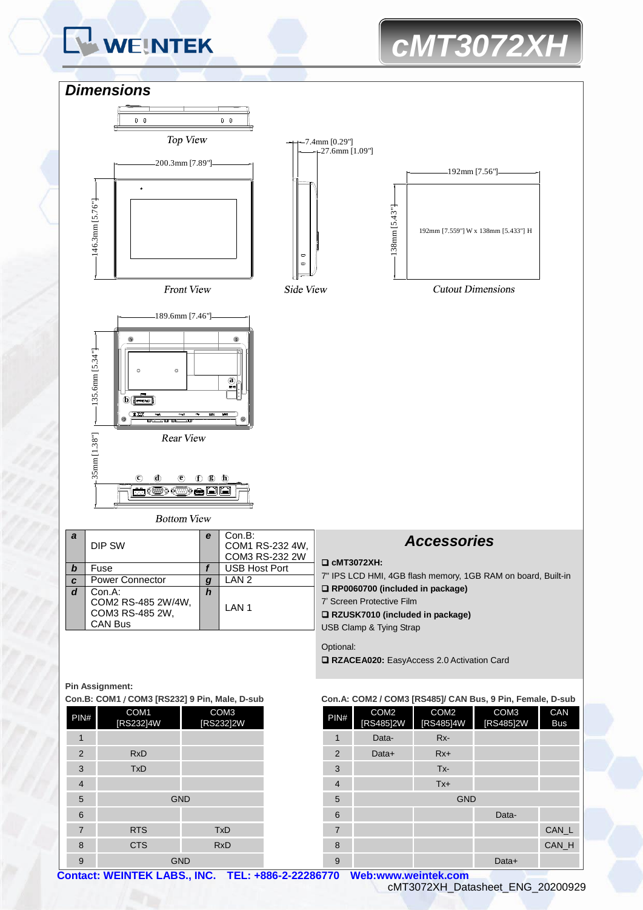## Dimensions

Top View

200.3mm [7.89"]

146.3mm [5.76"]

Front View

7.4mm [0.29"]

27.6mm [1.09"]

Side View

192mm [7.56"]

138mm [5.43"]

192mm [7.559"] W x 138mm [5.433"] H

Cutout Dimensions

189.6mm [7.46"]

135.6mm [5.34"]

Rear View

35mm [1.38"]

Bottom View

| | | | |
|---|---|---|---|
| **a** | DIP SW | **e** | Con.B: COM1 RS-232 4W, COM3 RS-232 2W |
| **b** | Fuse | **f** | USB Host Port |
| **c** | Power Connector | **g** | LAN 2 |
| **d** | Con.A: COM2 RS-485 2W/4W, COM3 RS-485 2W, CAN Bus | **h** | LAN 1 |

## Accessories

❑ **cMT3072XH:**
7" IPS LCD HMI, 4GB flash memory, 1GB RAM on board, Built-in

❑ **RP0060700 (included in package)**
7' Screen Protective Film

❑ **RZUSK7010 (included in package)**
USB Clamp & Tying Strap

Optional:

❑ **RZACEA020:** EasyAccess 2.0 Activation Card

**Pin Assignment:**

**Con.B: COM1 / COM3 [RS232] 9 Pin, Male, D-sub**

| PIN# | COM1 [RS232]4W | COM3 [RS232]2W |
|---|---|---|
| 1 | | |
| 2 | RxD | |
| 3 | TxD | |
| 4 | | |
| 5 | GND | |
| 6 | | |
| 7 | RTS | TxD |
| 8 | CTS | RxD |
| 9 | GND | |

**Con.A: COM2 / COM3 [RS485]/ CAN Bus, 9 Pin, Female, D-sub**

| PIN# | COM2 [RS485]2W | COM2 [RS485]4W | COM3 [RS485]2W | CAN Bus |
|---|---|---|---|---|
| 1 | Data- | Rx- | | |
| 2 | Data+ | Rx+ | | |
| 3 | | Tx- | | |
| 4 | | Tx+ | | |
| 5 | GND | | | |
| 6 | | | Data- | |
| 7 | | | | CAN_L |
| 8 | | | | CAN_H |
| 9 | | | Data+ | |

**Contact: WEINTEK LABS., INC. TEL: +886-2-22286770 Web:www.weintek.com**

cMT3072XH_Datasheet_ENG_20200929